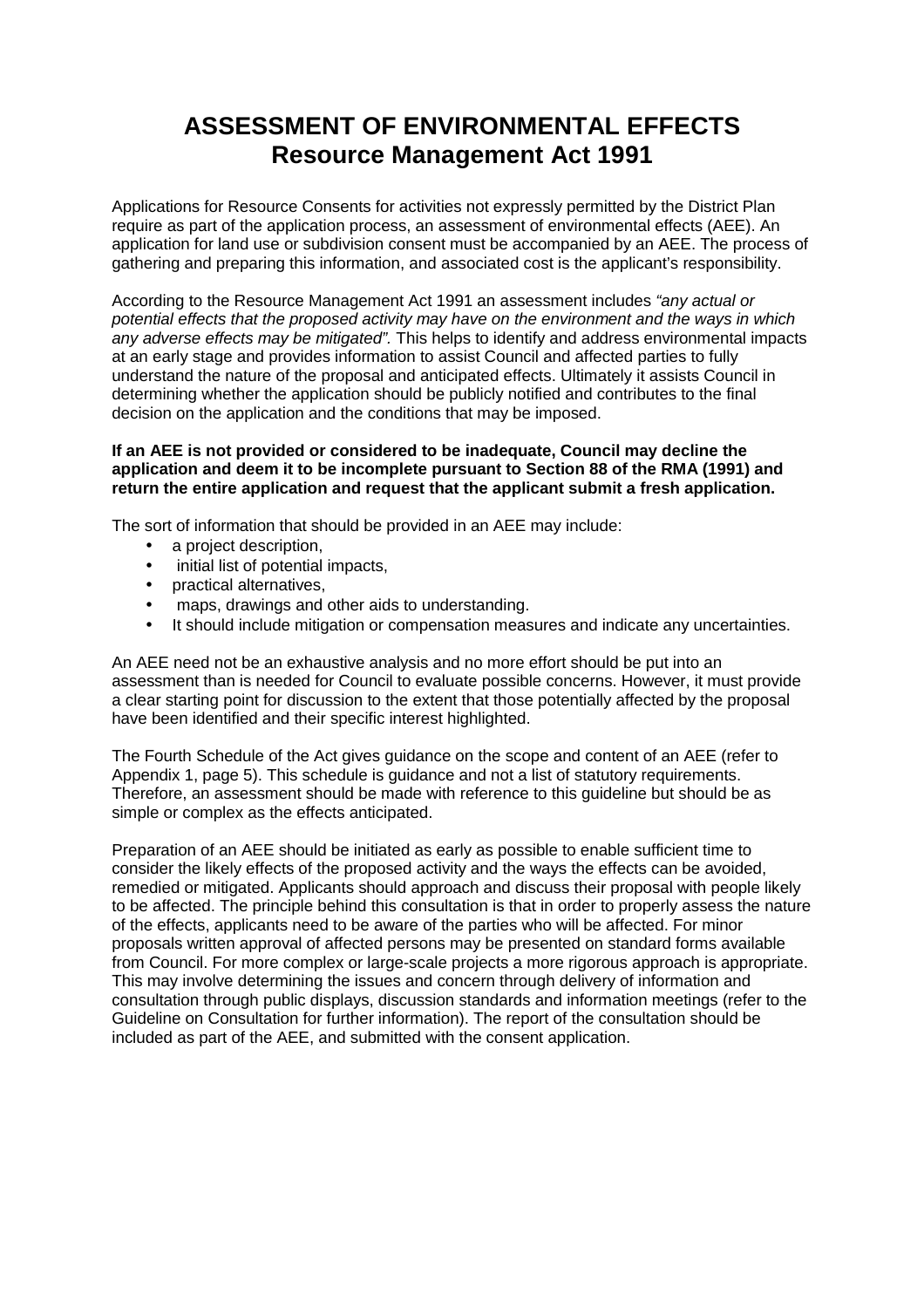# ASSESSMENT OF ENVIRONMENTAL EFFECTS
## Resource Management Act 1991

Applications for Resource Consents for activities not expressly permitted by the District Plan require as part of the application process, an assessment of environmental effects (AEE). An application for land use or subdivision consent must be accompanied by an AEE. The process of gathering and preparing this information, and associated cost is the applicant's responsibility.

According to the Resource Management Act 1991 an assessment includes *"any actual or potential effects that the proposed activity may have on the environment and the ways in which any adverse effects may be mitigated".* This helps to identify and address environmental impacts at an early stage and provides information to assist Council and affected parties to fully understand the nature of the proposal and anticipated effects. Ultimately it assists Council in determining whether the application should be publicly notified and contributes to the final decision on the application and the conditions that may be imposed.

**If an AEE is not provided or considered to be inadequate, Council may decline the application and deem it to be incomplete pursuant to Section 88 of the RMA (1991) and return the entire application and request that the applicant submit a fresh application.**

The sort of information that should be provided in an AEE may include:

- a project description,
- initial list of potential impacts,
- practical alternatives,
- maps, drawings and other aids to understanding.
- It should include mitigation or compensation measures and indicate any uncertainties.

An AEE need not be an exhaustive analysis and no more effort should be put into an assessment than is needed for Council to evaluate possible concerns. However, it must provide a clear starting point for discussion to the extent that those potentially affected by the proposal have been identified and their specific interest highlighted.

The Fourth Schedule of the Act gives guidance on the scope and content of an AEE (refer to Appendix 1, page 5). This schedule is guidance and not a list of statutory requirements. Therefore, an assessment should be made with reference to this guideline but should be as simple or complex as the effects anticipated.

Preparation of an AEE should be initiated as early as possible to enable sufficient time to consider the likely effects of the proposed activity and the ways the effects can be avoided, remedied or mitigated. Applicants should approach and discuss their proposal with people likely to be affected. The principle behind this consultation is that in order to properly assess the nature of the effects, applicants need to be aware of the parties who will be affected. For minor proposals written approval of affected persons may be presented on standard forms available from Council. For more complex or large-scale projects a more rigorous approach is appropriate. This may involve determining the issues and concern through delivery of information and consultation through public displays, discussion standards and information meetings (refer to the Guideline on Consultation for further information). The report of the consultation should be included as part of the AEE, and submitted with the consent application.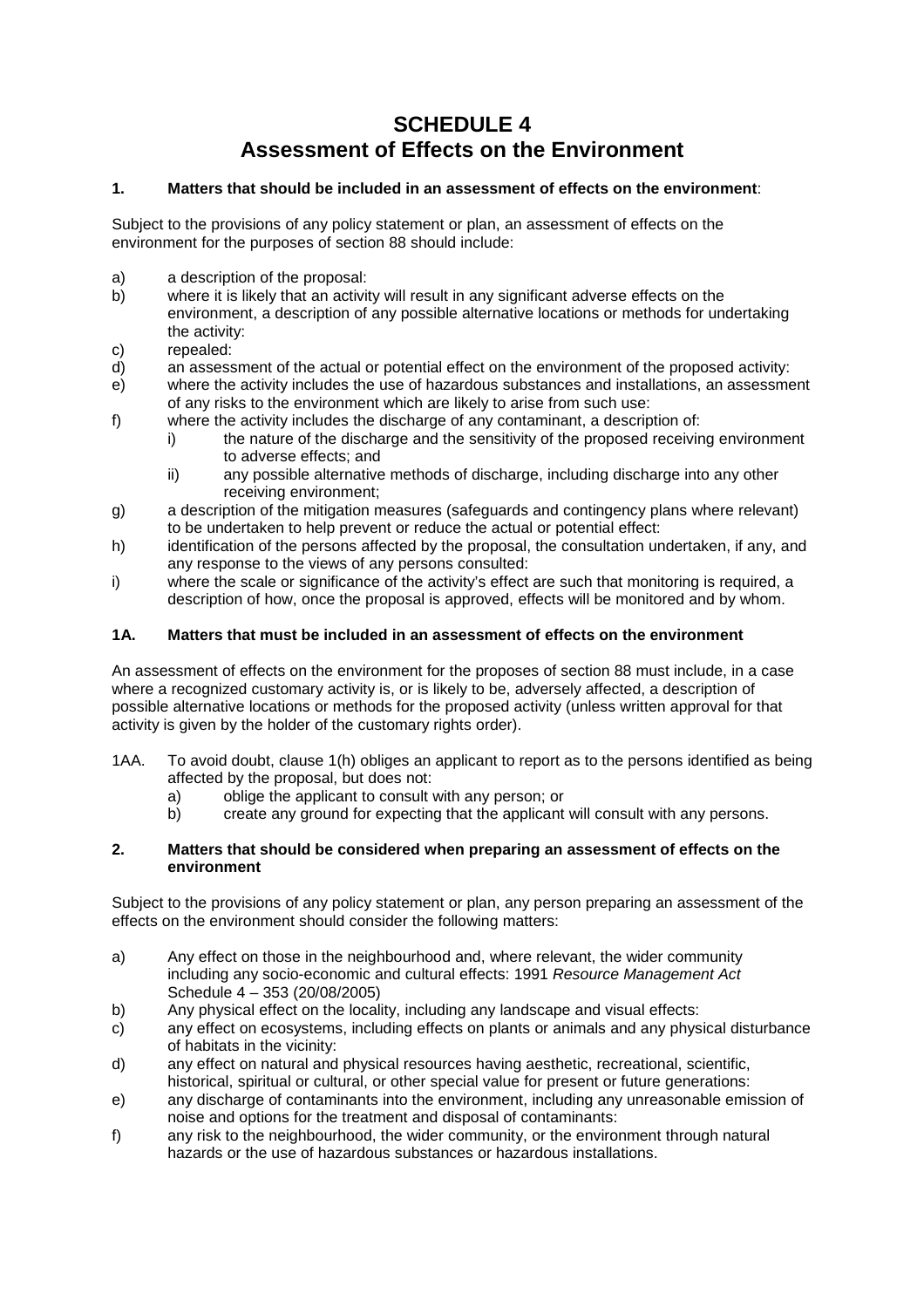# SCHEDULE 4
# Assessment of Effects on the Environment

**1. Matters that should be included in an assessment of effects on the environment**:

Subject to the provisions of any policy statement or plan, an assessment of effects on the environment for the purposes of section 88 should include:

a) a description of the proposal:
b) where it is likely that an activity will result in any significant adverse effects on the environment, a description of any possible alternative locations or methods for undertaking the activity:
c) repealed:
d) an assessment of the actual or potential effect on the environment of the proposed activity:
e) where the activity includes the use of hazardous substances and installations, an assessment of any risks to the environment which are likely to arise from such use:
f) where the activity includes the discharge of any contaminant, a description of:
   i) the nature of the discharge and the sensitivity of the proposed receiving environment to adverse effects; and
   ii) any possible alternative methods of discharge, including discharge into any other receiving environment;
g) a description of the mitigation measures (safeguards and contingency plans where relevant) to be undertaken to help prevent or reduce the actual or potential effect:
h) identification of the persons affected by the proposal, the consultation undertaken, if any, and any response to the views of any persons consulted:
i) where the scale or significance of the activity's effect are such that monitoring is required, a description of how, once the proposal is approved, effects will be monitored and by whom.

**1A. Matters that must be included in an assessment of effects on the environment**

An assessment of effects on the environment for the proposes of section 88 must include, in a case where a recognized customary activity is, or is likely to be, adversely affected, a description of possible alternative locations or methods for the proposed activity (unless written approval for that activity is given by the holder of the customary rights order).

1AA. To avoid doubt, clause 1(h) obliges an applicant to report as to the persons identified as being affected by the proposal, but does not:
   a) oblige the applicant to consult with any person; or
   b) create any ground for expecting that the applicant will consult with any persons.

**2. Matters that should be considered when preparing an assessment of effects on the environment**

Subject to the provisions of any policy statement or plan, any person preparing an assessment of the effects on the environment should consider the following matters:

a) Any effect on those in the neighbourhood and, where relevant, the wider community including any socio-economic and cultural effects: 1991 *Resource Management Act* Schedule 4 – 353 (20/08/2005)
b) Any physical effect on the locality, including any landscape and visual effects:
c) any effect on ecosystems, including effects on plants or animals and any physical disturbance of habitats in the vicinity:
d) any effect on natural and physical resources having aesthetic, recreational, scientific, historical, spiritual or cultural, or other special value for present or future generations:
e) any discharge of contaminants into the environment, including any unreasonable emission of noise and options for the treatment and disposal of contaminants:
f) any risk to the neighbourhood, the wider community, or the environment through natural hazards or the use of hazardous substances or hazardous installations.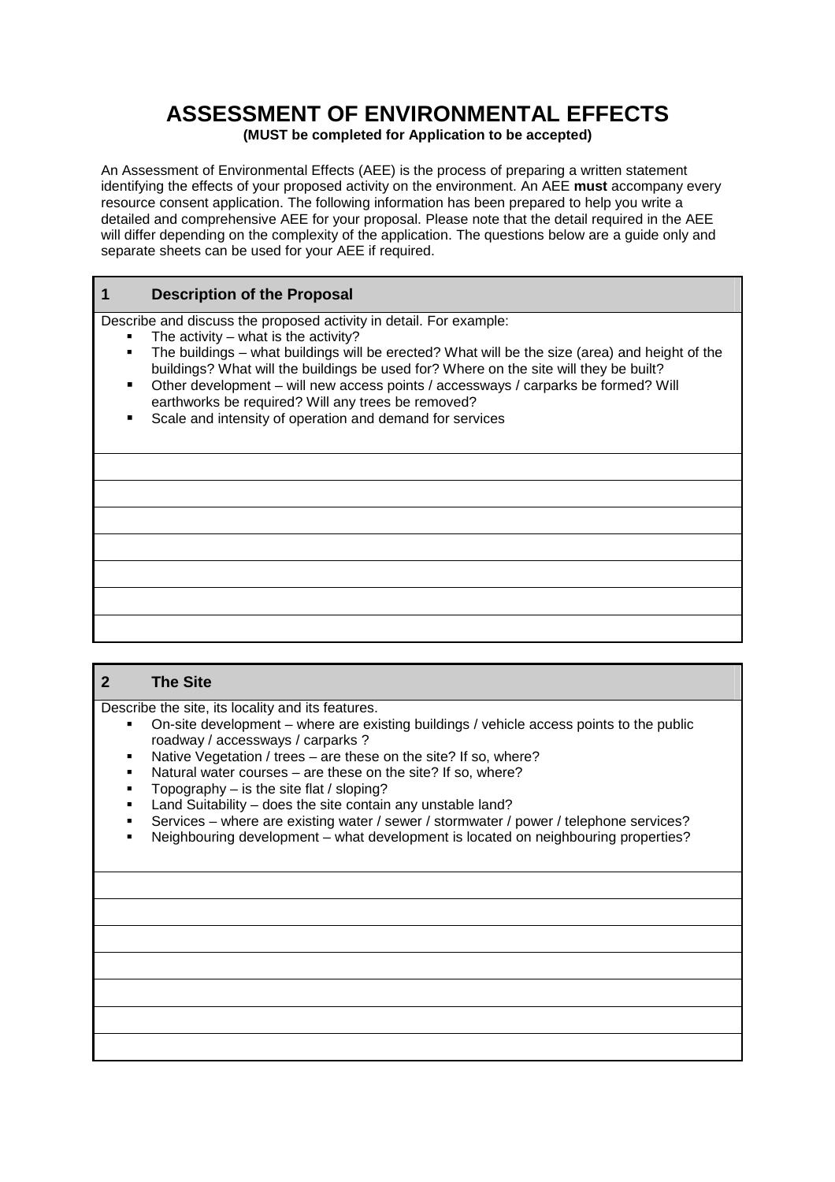# ASSESSMENT OF ENVIRONMENTAL EFFECTS

**(MUST be completed for Application to be accepted)**

An Assessment of Environmental Effects (AEE) is the process of preparing a written statement identifying the effects of your proposed activity on the environment. An AEE **must** accompany every resource consent application. The following information has been prepared to help you write a detailed and comprehensive AEE for your proposal. Please note that the detail required in the AEE will differ depending on the complexity of the application. The questions below are a guide only and separate sheets can be used for your AEE if required.

## 1 Description of the Proposal

Describe and discuss the proposed activity in detail. For example:

- The activity – what is the activity?
- The buildings – what buildings will be erected? What will be the size (area) and height of the buildings? What will the buildings be used for? Where on the site will they be built?
- Other development – will new access points / accessways / carparks be formed? Will earthworks be required? Will any trees be removed?
- Scale and intensity of operation and demand for services

## 2 The Site

Describe the site, its locality and its features.

- On-site development – where are existing buildings / vehicle access points to the public roadway / accessways / carparks ?
- Native Vegetation / trees – are these on the site? If so, where?
- Natural water courses – are these on the site? If so, where?
- Topography – is the site flat / sloping?
- Land Suitability – does the site contain any unstable land?
- Services – where are existing water / sewer / stormwater / power / telephone services?
- Neighbouring development – what development is located on neighbouring properties?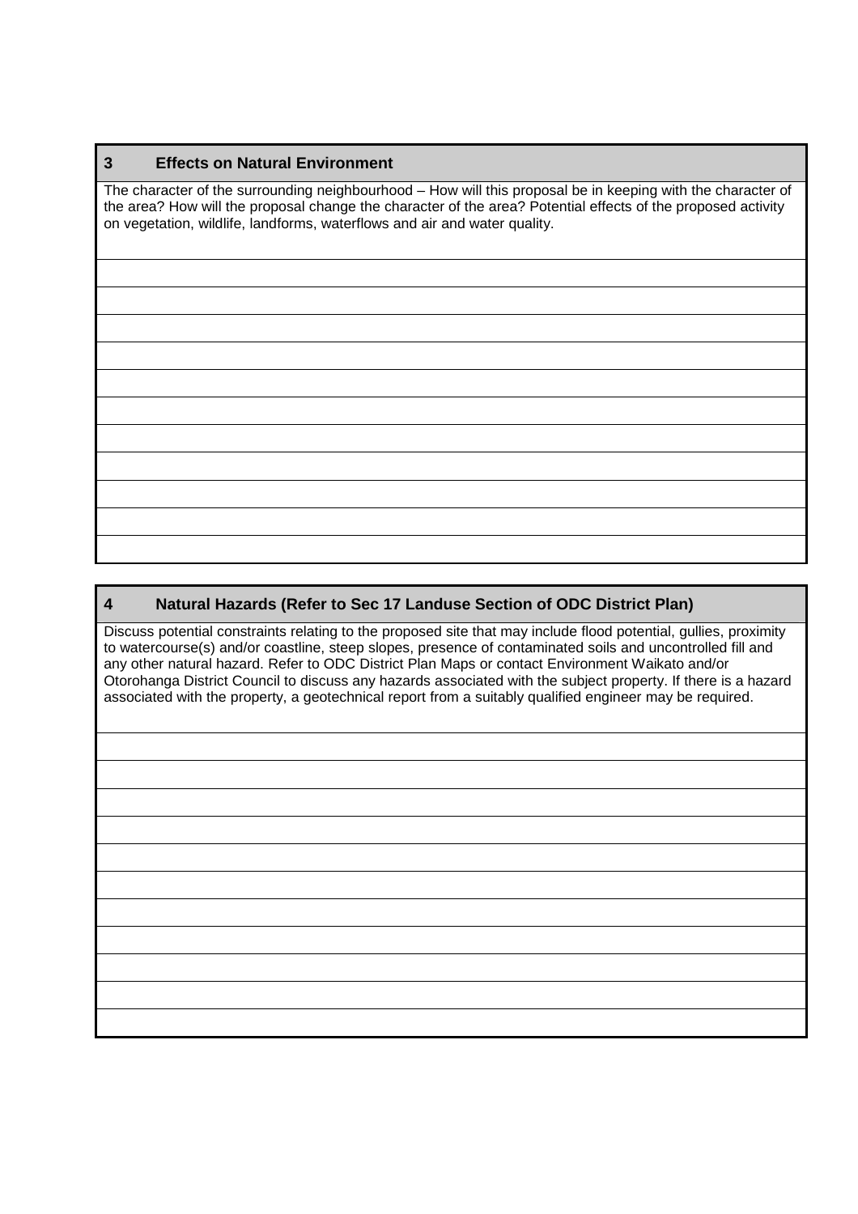## 3 Effects on Natural Environment

The character of the surrounding neighbourhood – How will this proposal be in keeping with the character of the area? How will the proposal change the character of the area? Potential effects of the proposed activity on vegetation, wildlife, landforms, waterflows and air and water quality.

## 4 Natural Hazards (Refer to Sec 17 Landuse Section of ODC District Plan)

Discuss potential constraints relating to the proposed site that may include flood potential, gullies, proximity to watercourse(s) and/or coastline, steep slopes, presence of contaminated soils and uncontrolled fill and any other natural hazard. Refer to ODC District Plan Maps or contact Environment Waikato and/or Otorohanga District Council to discuss any hazards associated with the subject property. If there is a hazard associated with the property, a geotechnical report from a suitably qualified engineer may be required.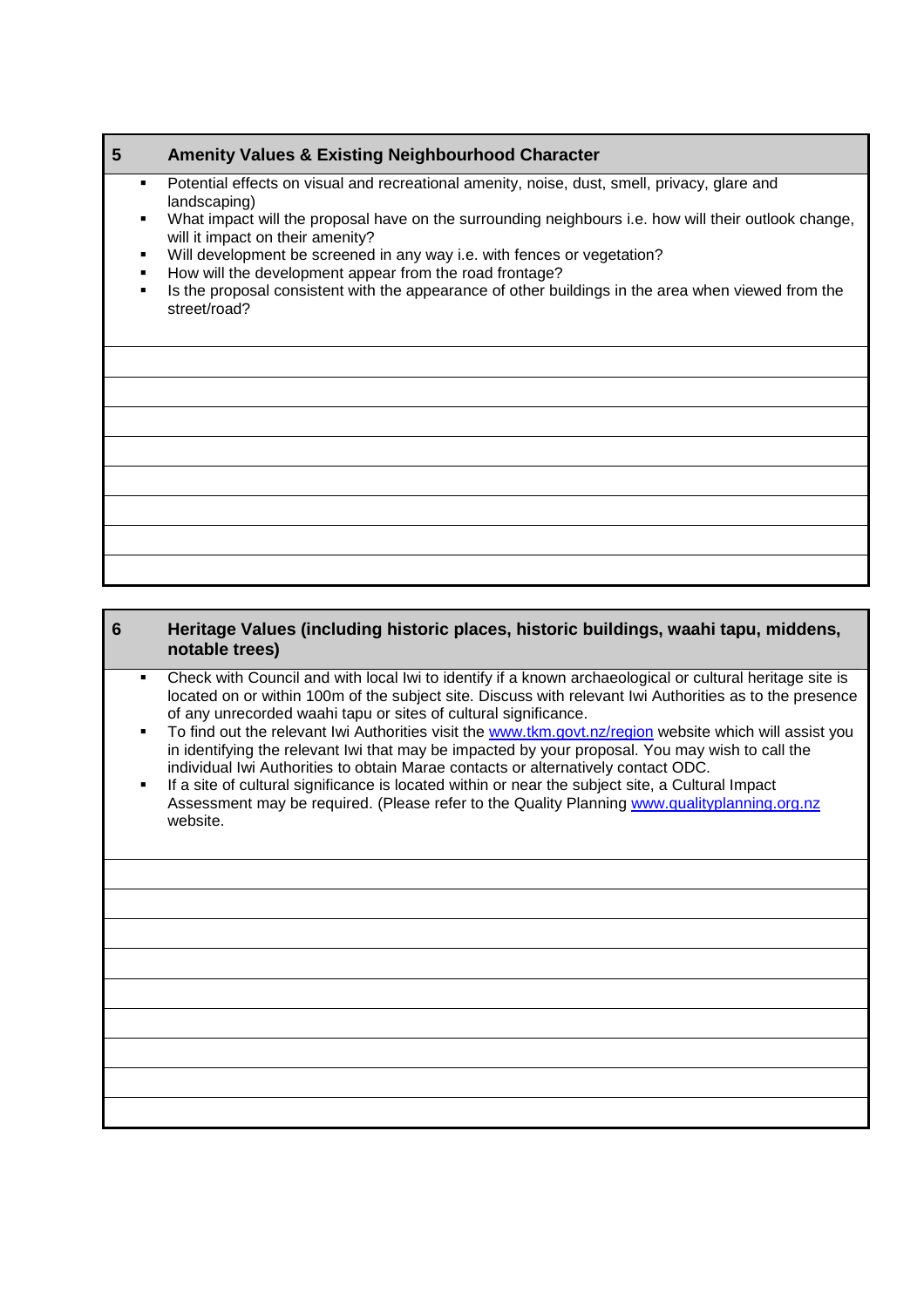## 5 Amenity Values & Existing Neighbourhood Character

- Potential effects on visual and recreational amenity, noise, dust, smell, privacy, glare and landscaping)
- What impact will the proposal have on the surrounding neighbours i.e. how will their outlook change, will it impact on their amenity?
- Will development be screened in any way i.e. with fences or vegetation?
- How will the development appear from the road frontage?
- Is the proposal consistent with the appearance of other buildings in the area when viewed from the street/road?

## 6 Heritage Values (including historic places, historic buildings, waahi tapu, middens, notable trees)

- Check with Council and with local Iwi to identify if a known archaeological or cultural heritage site is located on or within 100m of the subject site. Discuss with relevant Iwi Authorities as to the presence of any unrecorded waahi tapu or sites of cultural significance.
- To find out the relevant Iwi Authorities visit the www.tkm.govt.nz/region website which will assist you in identifying the relevant Iwi that may be impacted by your proposal. You may wish to call the individual Iwi Authorities to obtain Marae contacts or alternatively contact ODC.
- If a site of cultural significance is located within or near the subject site, a Cultural Impact Assessment may be required. (Please refer to the Quality Planning www.qualityplanning.org.nz website.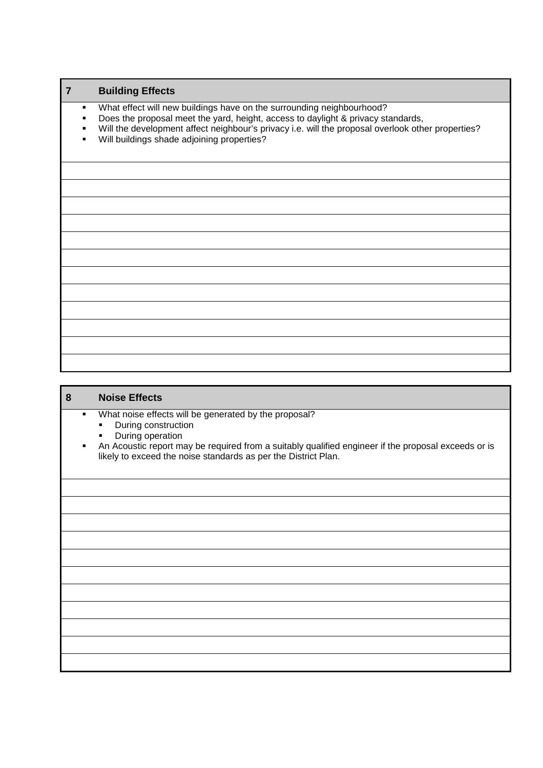## 7 Building Effects

- What effect will new buildings have on the surrounding neighbourhood?
- Does the proposal meet the yard, height, access to daylight & privacy standards,
- Will the development affect neighbour's privacy i.e. will the proposal overlook other properties?
- Will buildings shade adjoining properties?

## 8 Noise Effects

- What noise effects will be generated by the proposal?
  - During construction
  - During operation
- An Acoustic report may be required from a suitably qualified engineer if the proposal exceeds or is likely to exceed the noise standards as per the District Plan.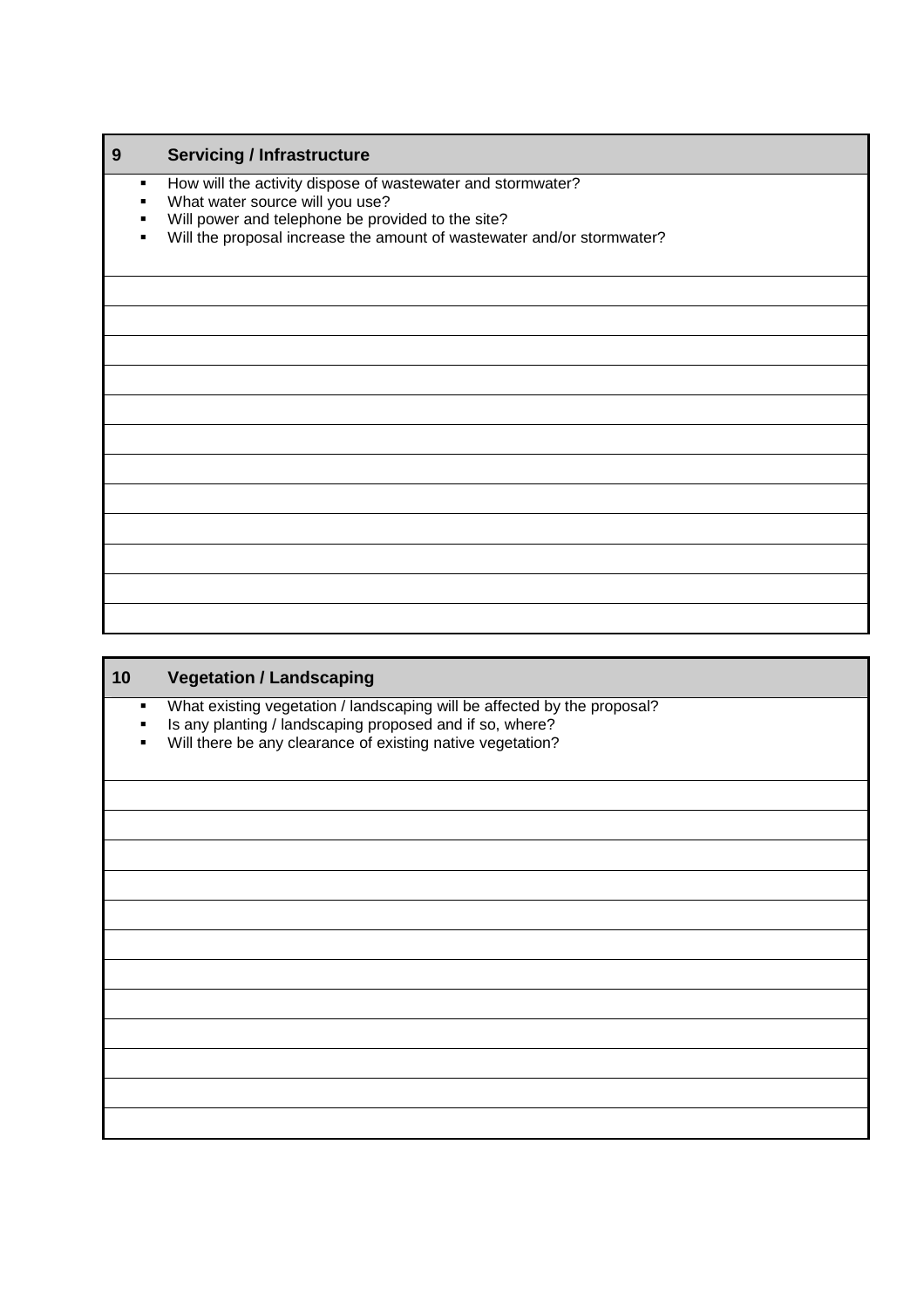## 9 Servicing / Infrastructure

- How will the activity dispose of wastewater and stormwater?
- What water source will you use?
- Will power and telephone be provided to the site?
- Will the proposal increase the amount of wastewater and/or stormwater?

## 10 Vegetation / Landscaping

- What existing vegetation / landscaping will be affected by the proposal?
- Is any planting / landscaping proposed and if so, where?
- Will there be any clearance of existing native vegetation?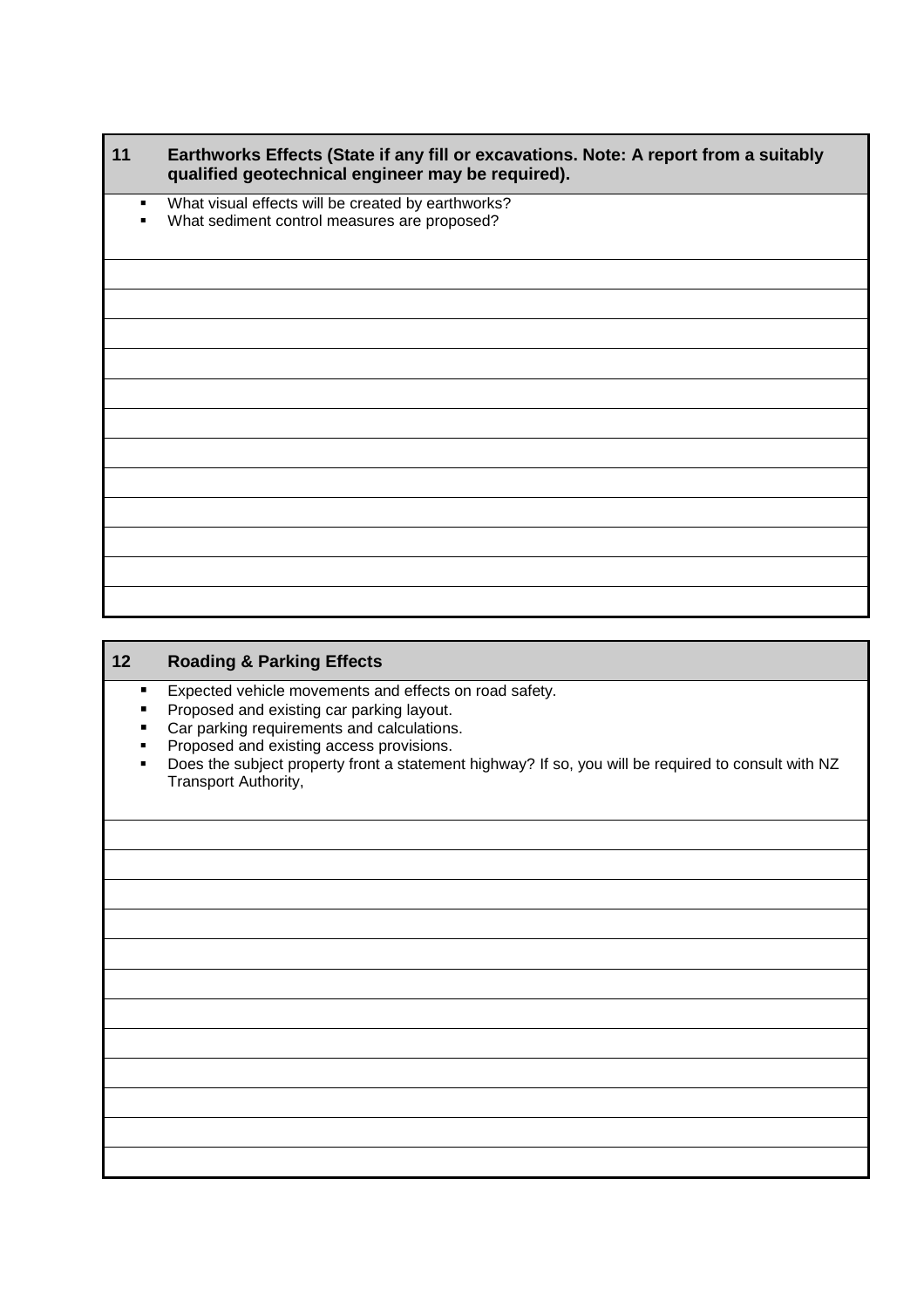## 11 Earthworks Effects (State if any fill or excavations. Note: A report from a suitably qualified geotechnical engineer may be required).

- What visual effects will be created by earthworks?
- What sediment control measures are proposed?

## 12 Roading & Parking Effects

- Expected vehicle movements and effects on road safety.
- Proposed and existing car parking layout.
- Car parking requirements and calculations.
- Proposed and existing access provisions.
- Does the subject property front a statement highway? If so, you will be required to consult with NZ Transport Authority,